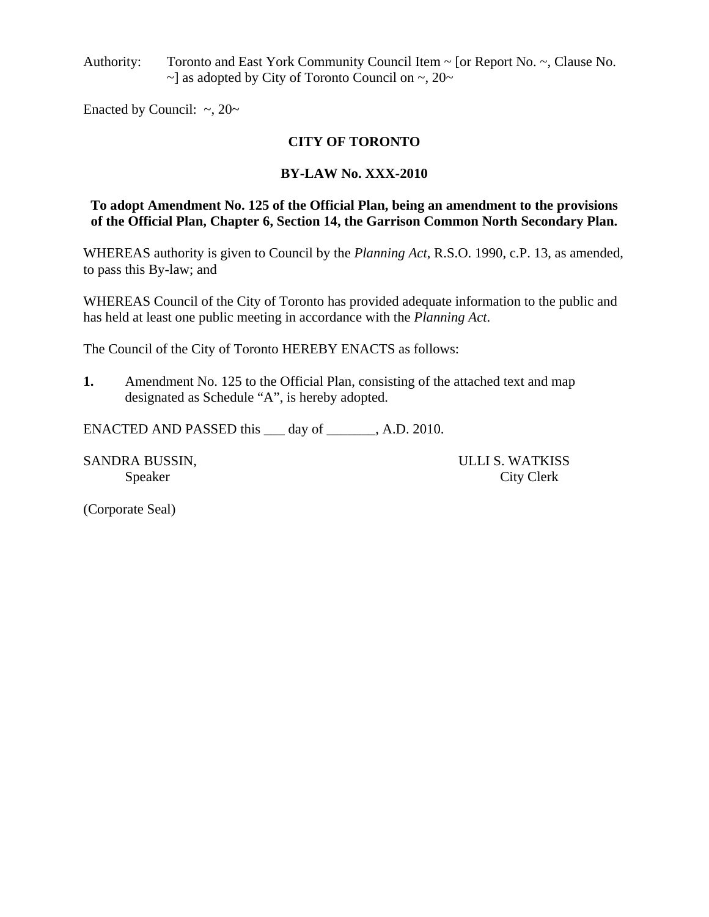Authority: Toronto and East York Community Council Item ~ [or Report No. ~, Clause No. ~] as adopted by City of Toronto Council on ~, 20~

Enacted by Council: ~, 20~

**CITY OF TORONTO**

**BY-LAW No. XXX-2010**

**To adopt Amendment No. 125 of the Official Plan, being an amendment to the provisions of the Official Plan, Chapter 6, Section 14, the Garrison Common North Secondary Plan.**

WHEREAS authority is given to Council by the *Planning Act*, R.S.O. 1990, c.P. 13, as amended, to pass this By-law; and

WHEREAS Council of the City of Toronto has provided adequate information to the public and has held at least one public meeting in accordance with the *Planning Act*.

The Council of the City of Toronto HEREBY ENACTS as follows:

**1.** Amendment No. 125 to the Official Plan, consisting of the attached text and map designated as Schedule "A", is hereby adopted.

ENACTED AND PASSED this ___ day of _______, A.D. 2010.

SANDRA BUSSIN,
Speaker

ULLI S. WATKISS
City Clerk

(Corporate Seal)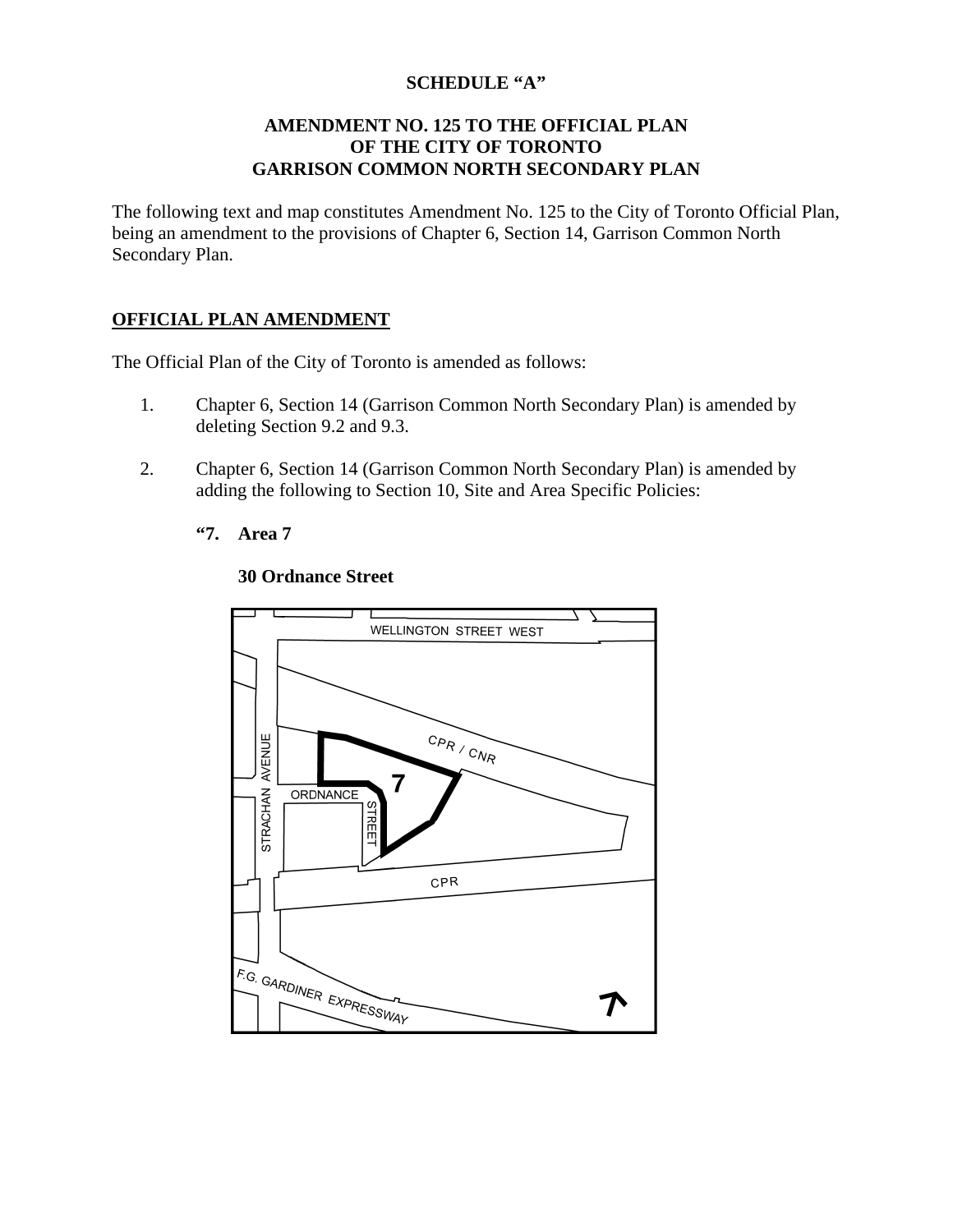**SCHEDULE "A"**

**AMENDMENT NO. 125 TO THE OFFICIAL PLAN OF THE CITY OF TORONTO GARRISON COMMON NORTH SECONDARY PLAN**

The following text and map constitutes Amendment No. 125 to the City of Toronto Official Plan, being an amendment to the provisions of Chapter 6, Section 14, Garrison Common North Secondary Plan.

## OFFICIAL PLAN AMENDMENT

The Official Plan of the City of Toronto is amended as follows:

1. Chapter 6, Section 14 (Garrison Common North Secondary Plan) is amended by deleting Section 9.2 and 9.3.

2. Chapter 6, Section 14 (Garrison Common North Secondary Plan) is amended by adding the following to Section 10, Site and Area Specific Policies:

   **"7. Area 7**

   **30 Ordnance Street**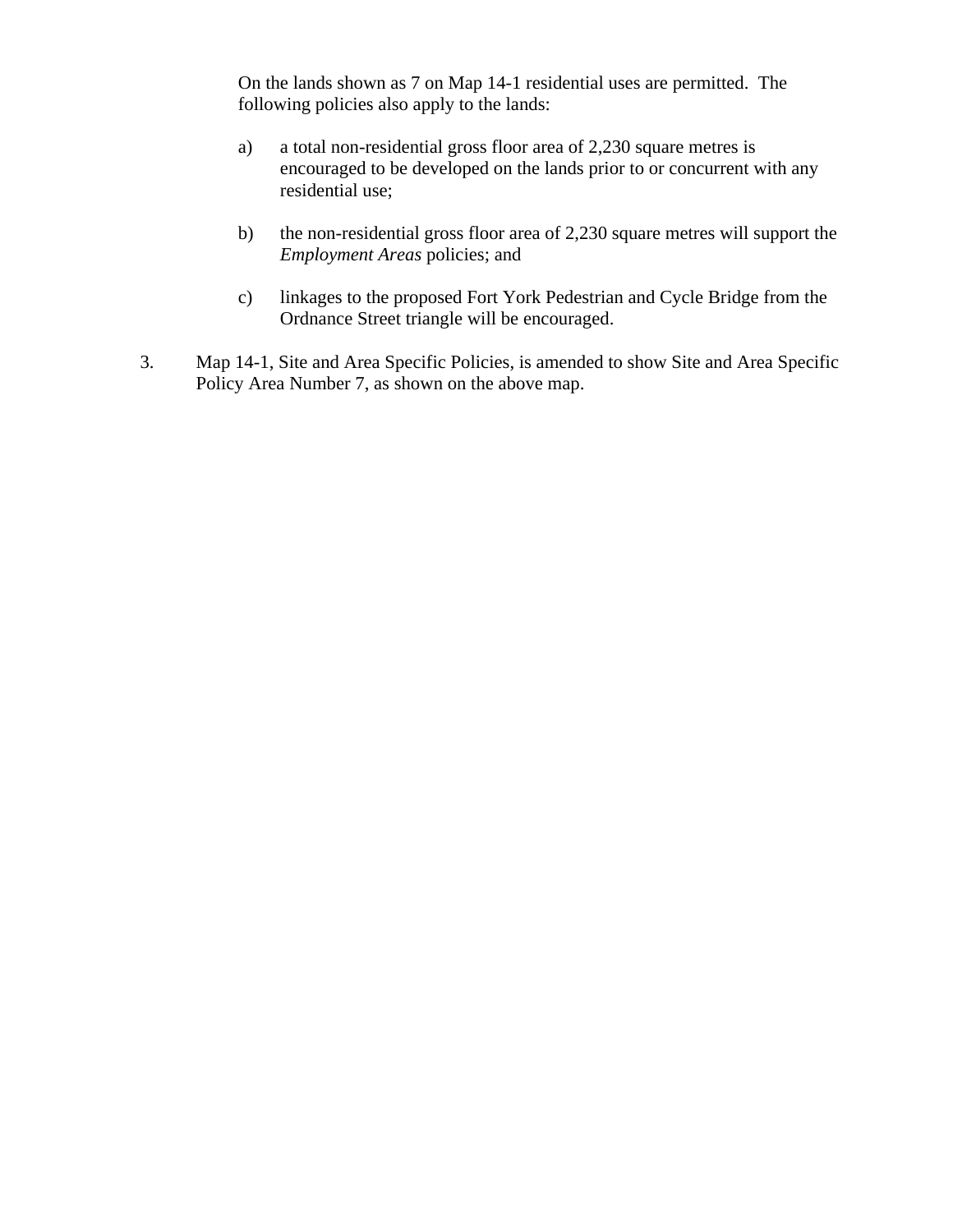On the lands shown as 7 on Map 14-1 residential uses are permitted. The following policies also apply to the lands:

a) a total non-residential gross floor area of 2,230 square metres is encouraged to be developed on the lands prior to or concurrent with any residential use;

b) the non-residential gross floor area of 2,230 square metres will support the *Employment Areas* policies; and

c) linkages to the proposed Fort York Pedestrian and Cycle Bridge from the Ordnance Street triangle will be encouraged.

3. Map 14-1, Site and Area Specific Policies, is amended to show Site and Area Specific Policy Area Number 7, as shown on the above map.